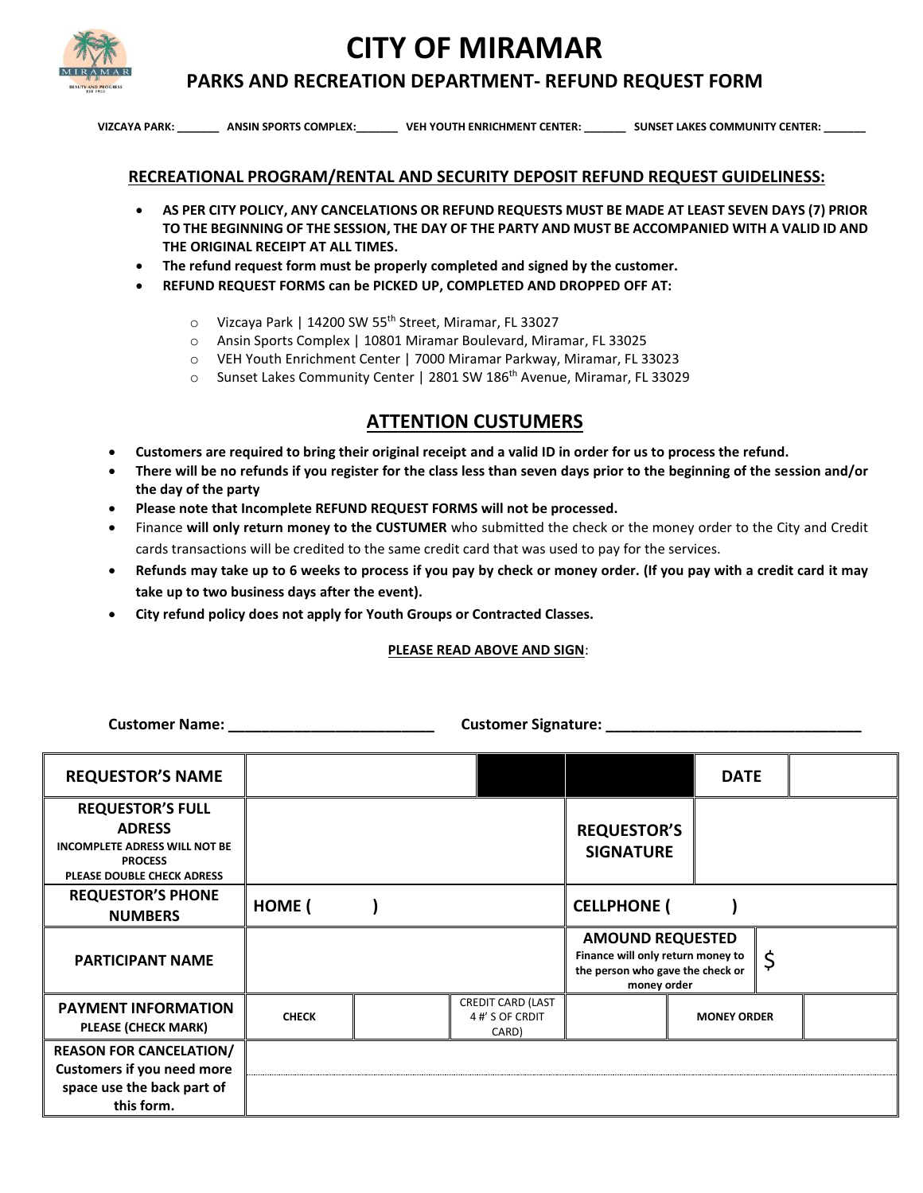# CITY OF MIRAMAR

## PARKS AND RECREATION DEPARTMENT- REFUND REQUEST FORM

**VIZCAYA PARK: _______ ANSIN SPORTS COMPLEX:_______ VEH YOUTH ENRICHMENT CENTER: _______ SUNSET LAKES COMMUNITY CENTER: _______**

### RECREATIONAL PROGRAM/RENTAL AND SECURITY DEPOSIT REFUND REQUEST GUIDELINESS:

- **AS PER CITY POLICY, ANY CANCELATIONS OR REFUND REQUESTS MUST BE MADE AT LEAST SEVEN DAYS (7) PRIOR TO THE BEGINNING OF THE SESSION, THE DAY OF THE PARTY AND MUST BE ACCOMPANIED WITH A VALID ID AND THE ORIGINAL RECEIPT AT ALL TIMES.**
- **The refund request form must be properly completed and signed by the customer.**
- **REFUND REQUEST FORMS can be PICKED UP, COMPLETED AND DROPPED OFF AT:**
  - Vizcaya Park | 14200 SW 55th Street, Miramar, FL 33027
  - Ansin Sports Complex | 10801 Miramar Boulevard, Miramar, FL 33025
  - VEH Youth Enrichment Center | 7000 Miramar Parkway, Miramar, FL 33023
  - Sunset Lakes Community Center | 2801 SW 186th Avenue, Miramar, FL 33029

## ATTENTION CUSTUMERS

- **Customers are required to bring their original receipt and a valid ID in order for us to process the refund.**
- **There will be no refunds if you register for the class less than seven days prior to the beginning of the session and/or the day of the party**
- **Please note that Incomplete REFUND REQUEST FORMS will not be processed.**
- Finance **will only return money to the CUSTUMER** who submitted the check or the money order to the City and Credit cards transactions will be credited to the same credit card that was used to pay for the services.
- **Refunds may take up to 6 weeks to process if you pay by check or money order. (If you pay with a credit card it may take up to two business days after the event).**
- **City refund policy does not apply for Youth Groups or Contracted Classes.**

**PLEASE READ ABOVE AND SIGN**:

**Customer Name: _________________________ Customer Signature: ______________________________**

| REQUESTOR'S NAME | | | | | DATE | |
|---|---|---|---|---|---|---|
| REQUESTOR'S FULL ADRESS<br>INCOMPLETE ADRESS WILL NOT BE PROCESS<br>PLEASE DOUBLE CHECK ADRESS | | | REQUESTOR'S SIGNATURE | | | |
| REQUESTOR'S PHONE NUMBERS | HOME ( ) | | CELLPHONE ( ) | | | |
| PARTICIPANT NAME | | | AMOUND REQUESTED<br>Finance will only return money to the person who gave the check or money order | | $ | |
| PAYMENT INFORMATION<br>PLEASE (CHECK MARK) | CHECK | | CREDIT CARD (LAST 4 #' S OF CRDIT CARD) | | MONEY ORDER | |
| REASON FOR CANCELATION/<br>Customers if you need more space use the back part of this form. | | | | | | |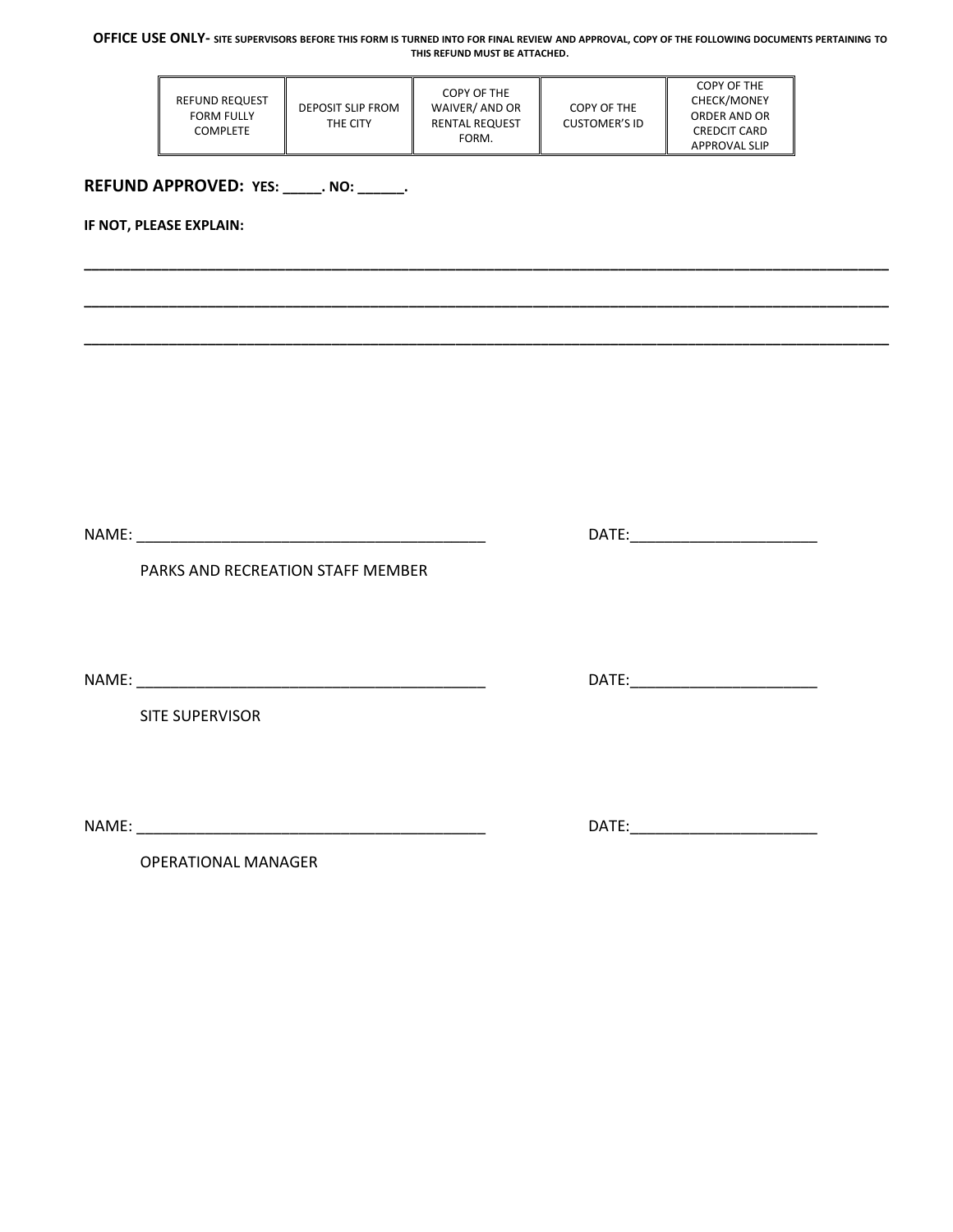**OFFICE USE ONLY-** **SITE SUPERVISORS BEFORE THIS FORM IS TURNED INTO FOR FINAL REVIEW AND APPROVAL, COPY OF THE FOLLOWING DOCUMENTS PERTAINING TO THIS REFUND MUST BE ATTACHED.**

| | | | | |
|---|---|---|---|---|
| REFUND REQUEST FORM FULLY COMPLETE | DEPOSIT SLIP FROM THE CITY | COPY OF THE WAIVER/ AND OR RENTAL REQUEST FORM. | COPY OF THE CUSTOMER'S ID | COPY OF THE CHECK/MONEY ORDER AND OR CREDCIT CARD APPROVAL SLIP |

**REFUND APPROVED: YES: _____. NO: ______.**

**IF NOT, PLEASE EXPLAIN:**

______________________________________________________________________________________

______________________________________________________________________________________

______________________________________________________________________________________

NAME: ___________________________________________ DATE:_______________________

PARKS AND RECREATION STAFF MEMBER

NAME: ___________________________________________ DATE:_______________________

SITE SUPERVISOR

NAME: ___________________________________________ DATE:_______________________

OPERATIONAL MANAGER